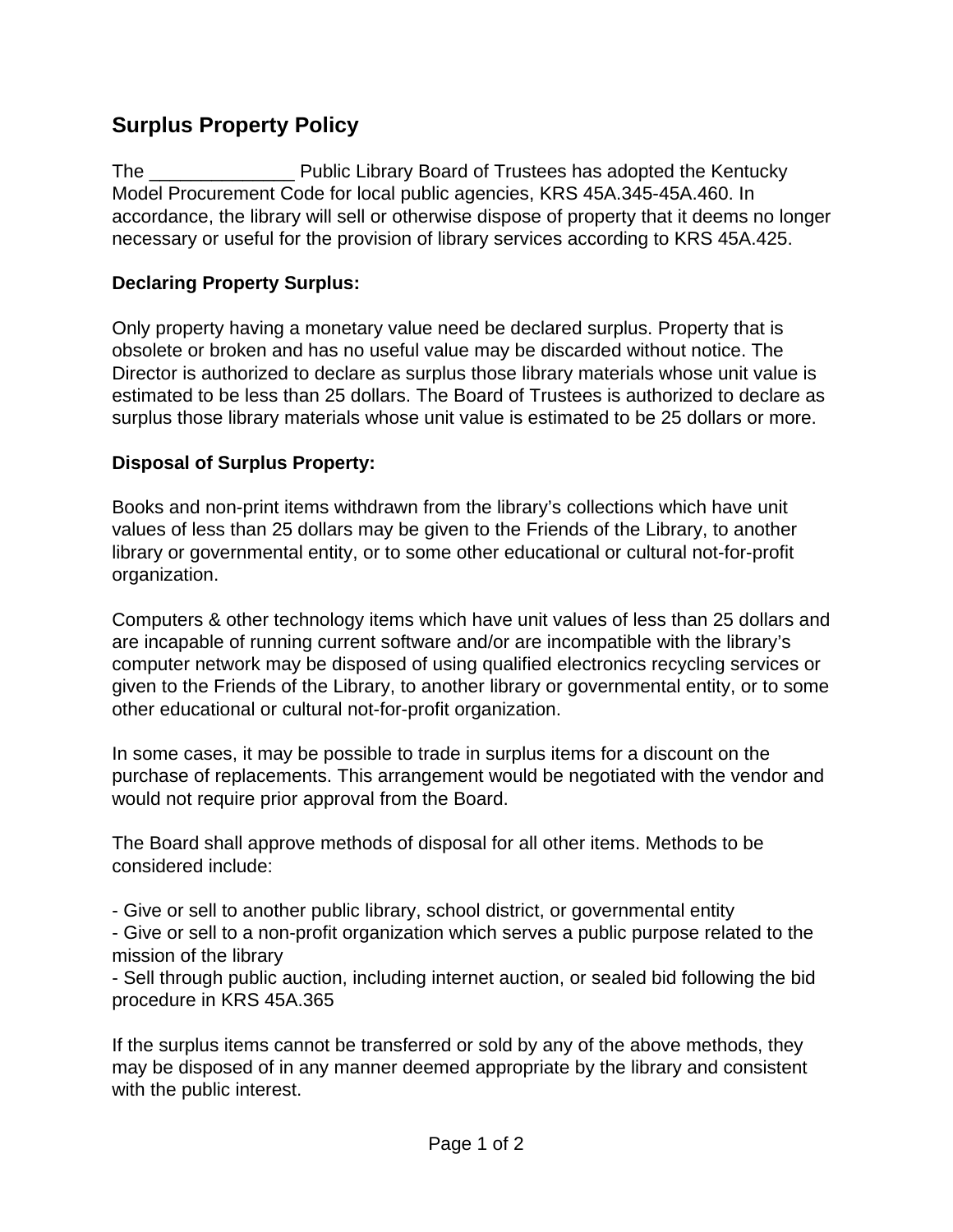# Surplus Property Policy

The ______________ Public Library Board of Trustees has adopted the Kentucky Model Procurement Code for local public agencies, KRS 45A.345-45A.460. In accordance, the library will sell or otherwise dispose of property that it deems no longer necessary or useful for the provision of library services according to KRS 45A.425.

**Declaring Property Surplus:**

Only property having a monetary value need be declared surplus. Property that is obsolete or broken and has no useful value may be discarded without notice. The Director is authorized to declare as surplus those library materials whose unit value is estimated to be less than 25 dollars. The Board of Trustees is authorized to declare as surplus those library materials whose unit value is estimated to be 25 dollars or more.

**Disposal of Surplus Property:**

Books and non-print items withdrawn from the library's collections which have unit values of less than 25 dollars may be given to the Friends of the Library, to another library or governmental entity, or to some other educational or cultural not-for-profit organization.

Computers & other technology items which have unit values of less than 25 dollars and are incapable of running current software and/or are incompatible with the library's computer network may be disposed of using qualified electronics recycling services or given to the Friends of the Library, to another library or governmental entity, or to some other educational or cultural not-for-profit organization.

In some cases, it may be possible to trade in surplus items for a discount on the purchase of replacements. This arrangement would be negotiated with the vendor and would not require prior approval from the Board.

The Board shall approve methods of disposal for all other items. Methods to be considered include:

- Give or sell to another public library, school district, or governmental entity
- Give or sell to a non-profit organization which serves a public purpose related to the mission of the library
- Sell through public auction, including internet auction, or sealed bid following the bid procedure in KRS 45A.365

If the surplus items cannot be transferred or sold by any of the above methods, they may be disposed of in any manner deemed appropriate by the library and consistent with the public interest.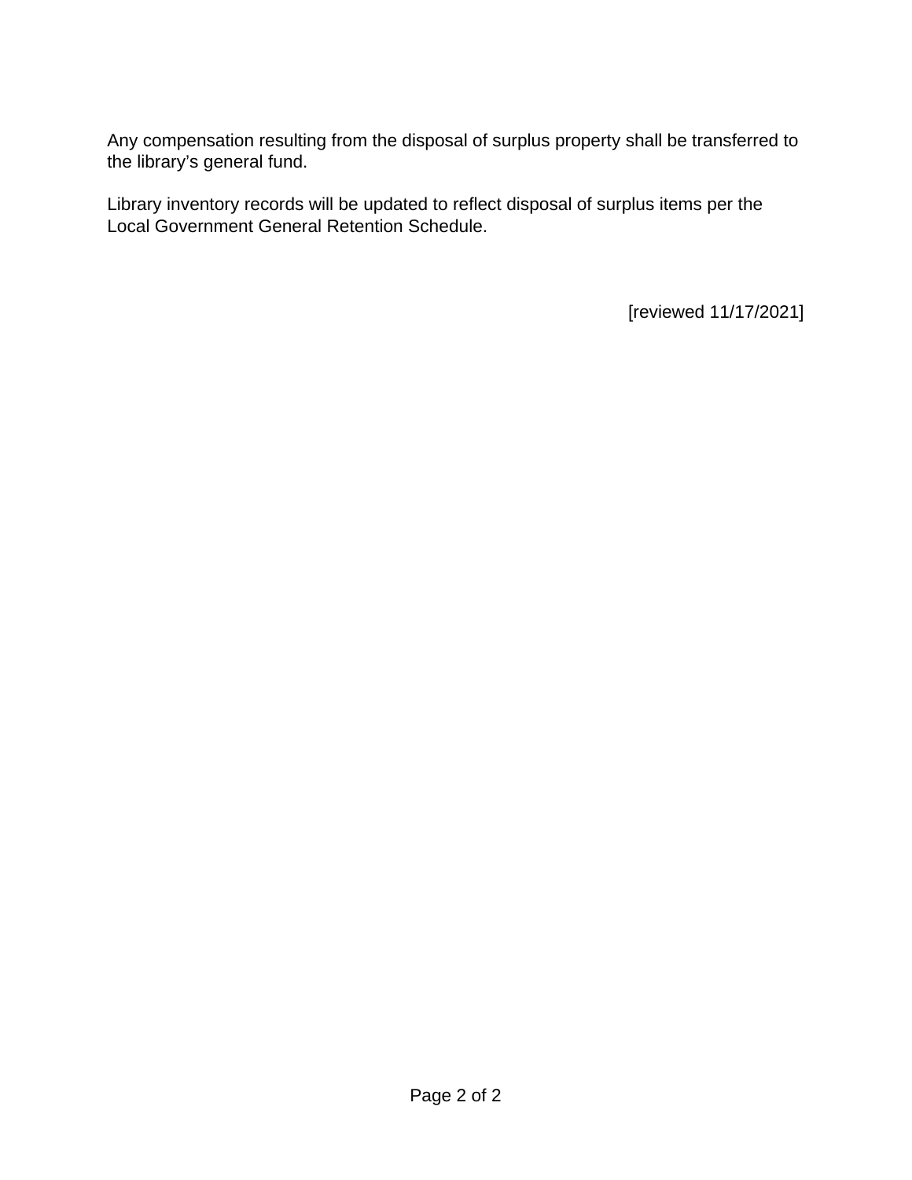Any compensation resulting from the disposal of surplus property shall be transferred to the library's general fund.

Library inventory records will be updated to reflect disposal of surplus items per the Local Government General Retention Schedule.

[reviewed 11/17/2021]